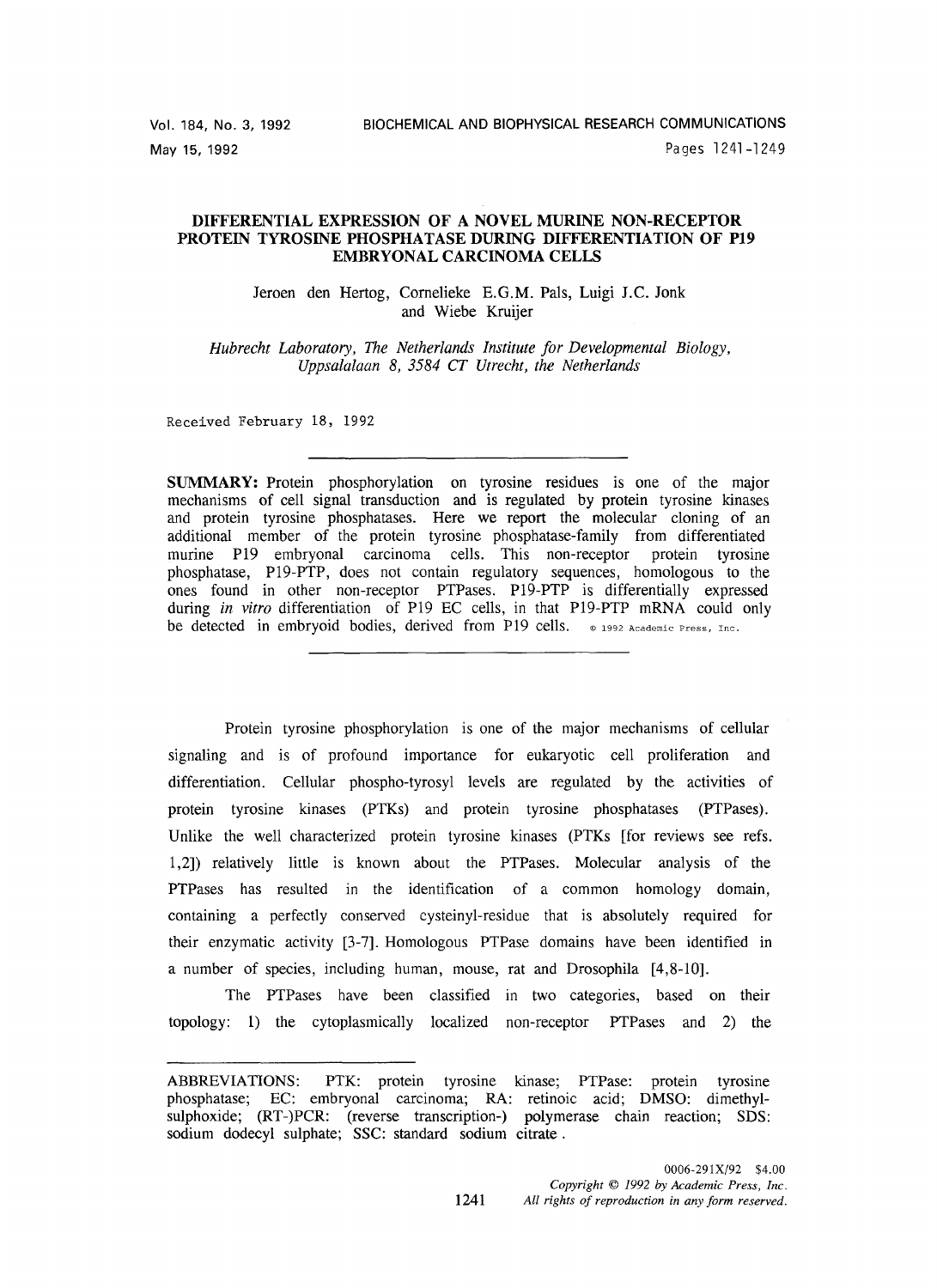# DIFFERENTIAL EXPRESSION OF A NOVEL MURINE NON-RECEPTOR PROTEIN TYROSINE PHOSPHATASE DURING DIFFERENTIATION OF P19 EMBRYONAL CARCINOMA CELLS

Jeroen den Hertog, Cornelieke E.G.M. Pals, Luigi J.C. Jonk and Wiebe Kruijer

*Hubrecht Laboratory, The Netherlands Institute for Developmental Biology, Uppsalalaan 8, 3584 CT Utrecht, the Netherlands*

Received February 18, 1992

---

**SUMMARY:** Protein phosphorylation on tyrosine residues is one of the major mechanisms of cell signal transduction and is regulated by protein tyrosine kinases and protein tyrosine phosphatases. Here we report the molecular cloning of an additional member of the protein tyrosine phosphatase-family from differentiated murine P19 embryonal carcinoma cells. This non-receptor protein tyrosine phosphatase, P19-PTP, does not contain regulatory sequences, homologous to the ones found in other non-receptor PTPases. P19-PTP is differentially expressed during *in vitro* differentiation of P19 EC cells, in that P19-PTP mRNA could only be detected in embryoid bodies, derived from P19 cells. © 1992 Academic Press, Inc.

---

Protein tyrosine phosphorylation is one of the major mechanisms of cellular signaling and is of profound importance for eukaryotic cell proliferation and differentiation. Cellular phospho-tyrosyl levels are regulated by the activities of protein tyrosine kinases (PTKs) and protein tyrosine phosphatases (PTPases). Unlike the well characterized protein tyrosine kinases (PTKs [for reviews see refs. 1,2]) relatively little is known about the PTPases. Molecular analysis of the PTPases has resulted in the identification of a common homology domain, containing a perfectly conserved cysteinyl-residue that is absolutely required for their enzymatic activity [3-7]. Homologous PTPase domains have been identified in a number of species, including human, mouse, rat and Drosophila [4,8-10].

The PTPases have been classified in two categories, based on their topology: 1) the cytoplasmically localized non-receptor PTPases and 2) the

---

ABBREVIATIONS: PTK: protein tyrosine kinase; PTPase: protein tyrosine phosphatase; EC: embryonal carcinoma; RA: retinoic acid; DMSO: dimethyl-sulphoxide; (RT-)PCR: (reverse transcription-) polymerase chain reaction; SDS: sodium dodecyl sulphate; SSC: standard sodium citrate.

0006-291X/92 $4.00
*Copyright © 1992 by Academic Press, Inc.*
*All rights of reproduction in any form reserved.*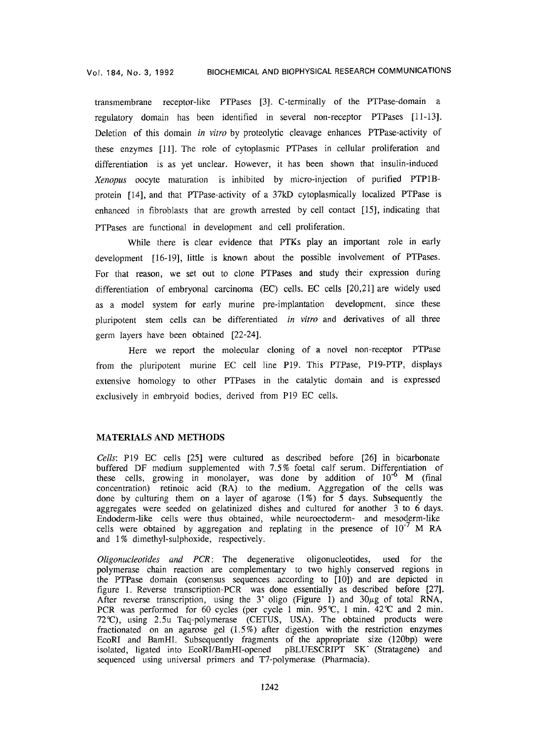transmembrane receptor-like PTPases [3]. C-terminally of the PTPase-domain a regulatory domain has been identified in several non-receptor PTPases [11-13]. Deletion of this domain *in vitro* by proteolytic cleavage enhances PTPase-activity of these enzymes [11]. The role of cytoplasmic PTPases in cellular proliferation and differentiation is as yet unclear. However, it has been shown that insulin-induced *Xenopus* oocyte maturation is inhibited by micro-injection of purified PTP1B-protein [14], and that PTPase-activity of a 37kD cytoplasmically localized PTPase is enhanced in fibroblasts that are growth arrested by cell contact [15], indicating that PTPases are functional in development and cell proliferation.

While there is clear evidence that PTKs play an important role in early development [16-19], little is known about the possible involvement of PTPases. For that reason, we set out to clone PTPases and study their expression during differentiation of embryonal carcinoma (EC) cells. EC cells [20,21] are widely used as a model system for early murine pre-implantation development, since these pluripotent stem cells can be differentiated *in vitro* and derivatives of all three germ layers have been obtained [22-24].

Here we report the molecular cloning of a novel non-receptor PTPase from the pluripotent murine EC cell line P19. This PTPase, P19-PTP, displays extensive homology to other PTPases in the catalytic domain and is expressed exclusively in embryoid bodies, derived from P19 EC cells.

## MATERIALS AND METHODS

*Cells*: P19 EC cells [25] were cultured as described before [26] in bicarbonate buffered DF medium supplemented with 7.5% foetal calf serum. Differentiation of these cells, growing in monolayer, was done by addition of $10^{-6}$ M (final concentration) retinoic acid (RA) to the medium. Aggregation of the cells was done by culturing them on a layer of agarose (1%) for 5 days. Subsequently the aggregates were seeded on gelatinized dishes and cultured for another 3 to 6 days. Endoderm-like cells were thus obtained, while neuroectoderm- and mesoderm-like cells were obtained by aggregation and replating in the presence of $10^{-7}$ M RA and 1% dimethyl-sulphoxide, respectively.

*Oligonucleotides and PCR*: The degenerative oligonucleotides, used for the polymerase chain reaction are complementary to two highly conserved regions in the PTPase domain (consensus sequences according to [10]) and are depicted in figure 1. Reverse transcription-PCR was done essentially as described before [27]. After reverse transcription, using the 3' oligo (Figure 1) and 30$\mu$g of total RNA, PCR was performed for 60 cycles (per cycle 1 min. 95℃, 1 min. 42℃ and 2 min. 72℃), using 2.5u Taq-polymerase (CETUS, USA). The obtained products were fractionated on an agarose gel (1.5%) after digestion with the restriction enzymes EcoRI and BamHI. Subsequently fragments of the appropriate size (120bp) were isolated, ligated into EcoRI/BamHI-opened pBLUESCRIPT SK$^-$ (Stratagene) and sequenced using universal primers and T7-polymerase (Pharmacia).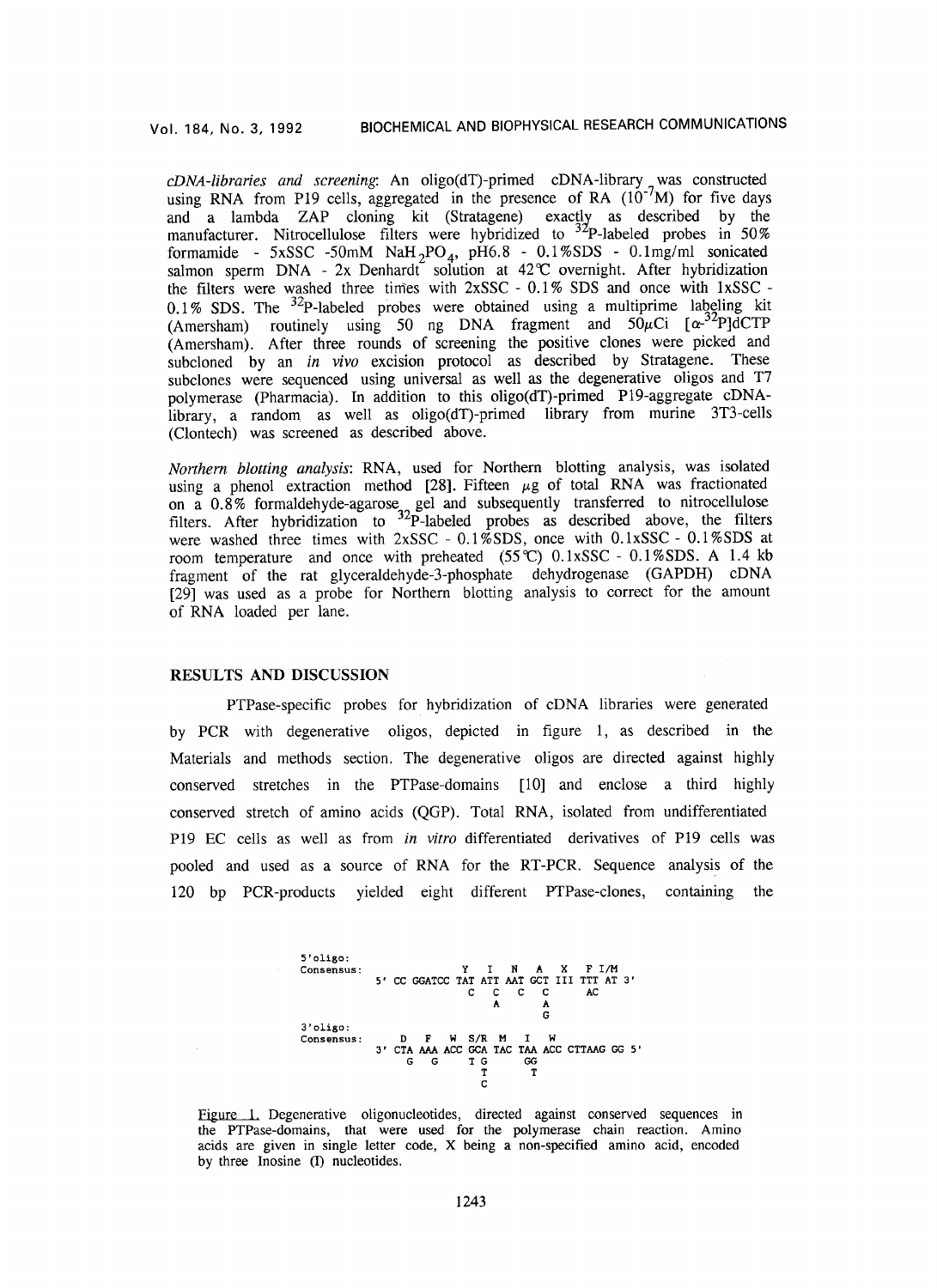*cDNA-libraries and screening*: An oligo(dT)-primed cDNA-library was constructed using RNA from P19 cells, aggregated in the presence of RA ($10^{-7}$M) for five days and a lambda ZAP cloning kit (Stratagene) exactly as described by the manufacturer. Nitrocellulose filters were hybridized to $^{32}$P-labeled probes in 50% formamide - 5xSSC -50mM $NaH_2PO_4$, pH6.8 - 0.1%SDS - 0.1mg/ml sonicated salmon sperm DNA - 2x Denhardt solution at 42°C overnight. After hybridization the filters were washed three times with 2xSSC - 0.1% SDS and once with 1xSSC - 0.1% SDS. The $^{32}$P-labeled probes were obtained using a multiprime labeling kit (Amersham) routinely using 50 ng DNA fragment and 50$\mu$Ci [$\alpha$-$^{32}$P]dCTP (Amersham). After three rounds of screening the positive clones were picked and subcloned by an *in vivo* excision protocol as described by Stratagene. These subclones were sequenced using universal as well as the degenerative oligos and T7 polymerase (Pharmacia). In addition to this oligo(dT)-primed P19-aggregate cDNA-library, a random as well as oligo(dT)-primed library from murine 3T3-cells (Clontech) was screened as described above.

*Northern blotting analysis*: RNA, used for Northern blotting analysis, was isolated using a phenol extraction method [28]. Fifteen $\mu$g of total RNA was fractionated on a 0.8% formaldehyde-agarose gel and subsequently transferred to nitrocellulose filters. After hybridization to $^{32}$P-labeled probes as described above, the filters were washed three times with 2xSSC - 0.1%SDS, once with 0.1xSSC - 0.1%SDS at room temperature and once with preheated (55°C) 0.1xSSC - 0.1%SDS. A 1.4 kb fragment of the rat glyceraldehyde-3-phosphate dehydrogenase (GAPDH) cDNA [29] was used as a probe for Northern blotting analysis to correct for the amount of RNA loaded per lane.

## RESULTS AND DISCUSSION

PTPase-specific probes for hybridization of cDNA libraries were generated by PCR with degenerative oligos, depicted in figure 1, as described in the Materials and methods section. The degenerative oligos are directed against highly conserved stretches in the PTPase-domains [10] and enclose a third highly conserved stretch of amino acids (QGP). Total RNA, isolated from undifferentiated P19 EC cells as well as from *in vitro* differentiated derivatives of P19 cells was pooled and used as a source of RNA for the RT-PCR. Sequence analysis of the 120 bp PCR-products yielded eight different PTPase-clones, containing the

```
5'oligo:
Consensus:                   Y   I   N   A   X   F I/M
           5' CC GGATCC TAT ATT AAT GCT III TTT AT 3'
                          C   C   C   C       AC
                              A       A
                                      G
3'oligo:
Consensus:     D   F   W  S/R  M   I   W
           3' CTA AAA ACC GCA TAC TAA ACC CTTAAG GG 5'
                G   G     T G     GG
                            T      T
                            C
```

Figure 1. Degenerative oligonucleotides, directed against conserved sequences in the PTPase-domains, that were used for the polymerase chain reaction. Amino acids are given in single letter code, X being a non-specified amino acid, encoded by three Inosine (I) nucleotides.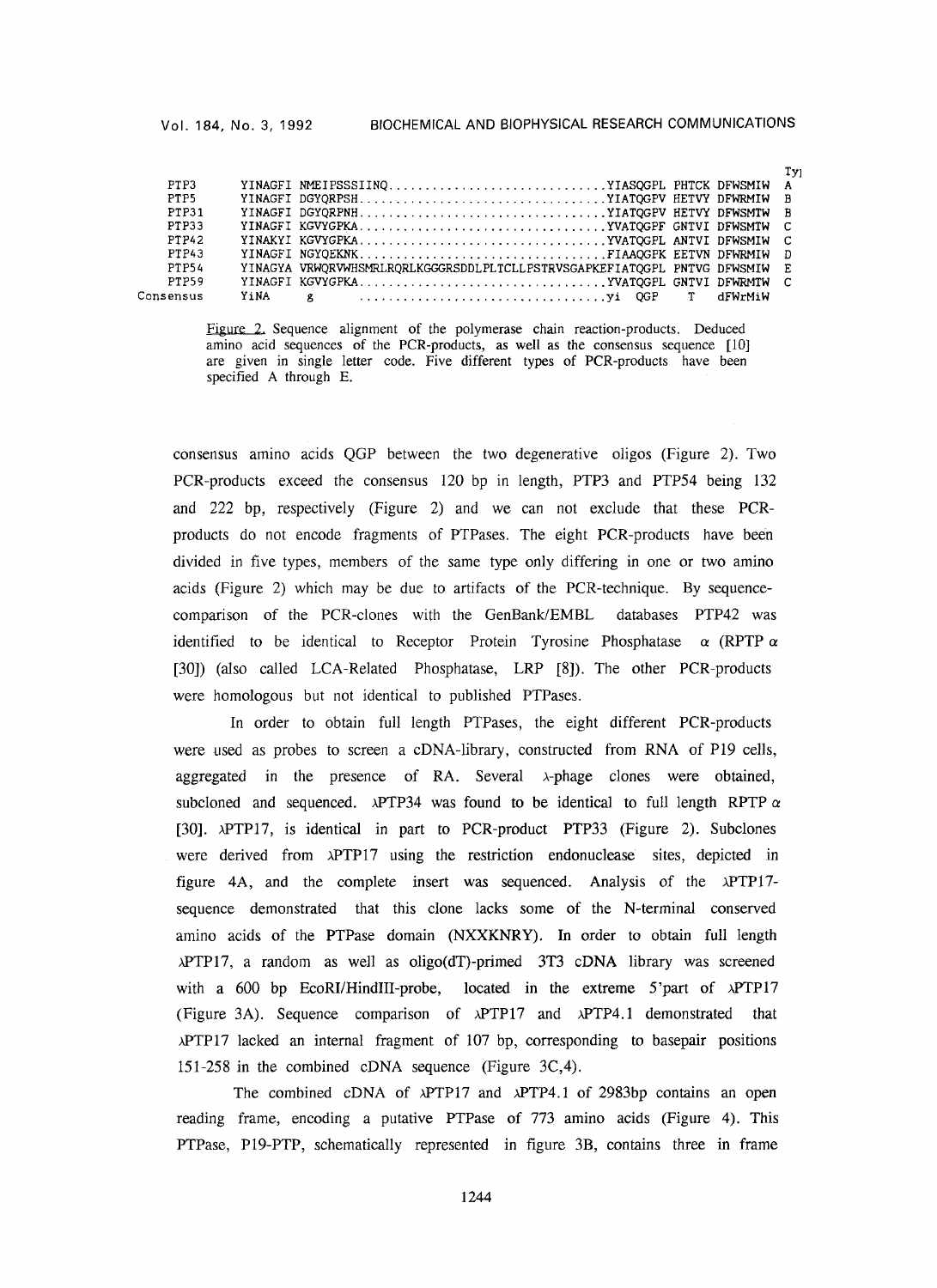```
                                                                                                    Ty]
   PTP3      YINAGFI NMEIPSSSIINQ..............................YIASQGPL PHTCK DFWSMIW  A
   PTP5      YINAGFI DGYQRPSH..................................YIATQGPV HETVY DFWRMIW  B
   PTP31     YINAGFI DGYQRPNH..................................YIATQGPV HETVY DFWSMTW  B
   PTP33     YINAGFI KGVYGPKA..................................YVATQGPF GNTVI DFWSMTW  C
   PTP42     YINAKYI KGVYGPKA..................................YVATQGPL ANTVI DFWSMIW  C
   PTP43     YINAGFI NGYQEKNK..................................FIAAQGPK EETVN DFWRMIW  D
   PTP54     YINAGYA VRWQRVWHSMRLRQRLKGGGRSDDLPLTCLLPSTRVSGAPKEFIATQGPL PNTVG DFWSMIW  E
   PTP59     YINAGFI KGVYGPKA..................................YVATQGPL GNTVI DFWRMTW  C
Consensus    YiNA    g     ..................................yi  QGP    T    dFWrMiW
```

Figure 2. Sequence alignment of the polymerase chain reaction-products. Deduced amino acid sequences of the PCR-products, as well as the consensus sequence [10] are given in single letter code. Five different types of PCR-products have been specified A through E.

consensus amino acids QGP between the two degenerative oligos (Figure 2). Two PCR-products exceed the consensus 120 bp in length, PTP3 and PTP54 being 132 and 222 bp, respectively (Figure 2) and we can not exclude that these PCR-products do not encode fragments of PTPases. The eight PCR-products have been divided in five types, members of the same type only differing in one or two amino acids (Figure 2) which may be due to artifacts of the PCR-technique. By sequence-comparison of the PCR-clones with the GenBank/EMBL databases PTP42 was identified to be identical to Receptor Protein Tyrosine Phosphatase $\alpha$ (RPTP $\alpha$ [30]) (also called LCA-Related Phosphatase, LRP [8]). The other PCR-products were homologous but not identical to published PTPases.

In order to obtain full length PTPases, the eight different PCR-products were used as probes to screen a cDNA-library, constructed from RNA of P19 cells, aggregated in the presence of RA. Several $\lambda$-phage clones were obtained, subcloned and sequenced. $\lambda$PTP34 was found to be identical to full length RPTP $\alpha$ [30]. $\lambda$PTP17, is identical in part to PCR-product PTP33 (Figure 2). Subclones were derived from $\lambda$PTP17 using the restriction endonuclease sites, depicted in figure 4A, and the complete insert was sequenced. Analysis of the $\lambda$PTP17-sequence demonstrated that this clone lacks some of the N-terminal conserved amino acids of the PTPase domain (NXXXKNRY). In order to obtain full length $\lambda$PTP17, a random as well as oligo(dT)-primed 3T3 cDNA library was screened with a 600 bp EcoRI/HindIII-probe, located in the extreme 5'part of $\lambda$PTP17 (Figure 3A). Sequence comparison of $\lambda$PTP17 and $\lambda$PTP4.1 demonstrated that $\lambda$PTP17 lacked an internal fragment of 107 bp, corresponding to basepair positions 151-258 in the combined cDNA sequence (Figure 3C,4).

The combined cDNA of $\lambda$PTP17 and $\lambda$PTP4.1 of 2983bp contains an open reading frame, encoding a putative PTPase of 773 amino acids (Figure 4). This PTPase, P19-PTP, schematically represented in figure 3B, contains three in frame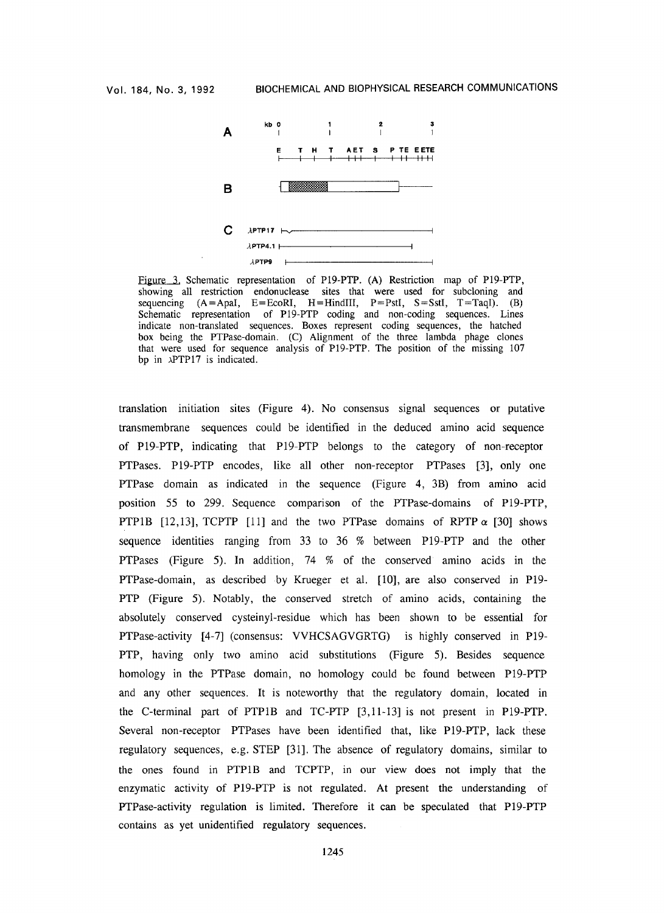A

kb 0 1 2 3

E T H T AET S P TE EETE

B

C λPTP17

λPTP4.1

λPTP9

Figure 3. Schematic representation of P19-PTP. (A) Restriction map of P19-PTP, showing all restriction endonuclease sites that were used for subcloning and sequencing (A=ApaI, E=EcoRI, H=HindIII, P=PstI, S=SstI, T=TaqI). (B) Schematic representation of P19-PTP coding and non-coding sequences. Lines indicate non-translated sequences. Boxes represent coding sequences, the hatched box being the PTPase-domain. (C) Alignment of the three lambda phage clones that were used for sequence analysis of P19-PTP. The position of the missing 107 bp in λPTP17 is indicated.

translation initiation sites (Figure 4). No consensus signal sequences or putative transmembrane sequences could be identified in the deduced amino acid sequence of P19-PTP, indicating that P19-PTP belongs to the category of non-receptor PTPases. P19-PTP encodes, like all other non-receptor PTPases [3], only one PTPase domain as indicated in the sequence (Figure 4, 3B) from amino acid position 55 to 299. Sequence comparison of the PTPase-domains of P19-PTP, PTP1B [12,13], TCPTP [11] and the two PTPase domains of RPTP α [30] shows sequence identities ranging from 33 to 36 % between P19-PTP and the other PTPases (Figure 5). In addition, 74 % of the conserved amino acids in the PTPase-domain, as described by Krueger et al. [10], are also conserved in P19-PTP (Figure 5). Notably, the conserved stretch of amino acids, containing the absolutely conserved cysteinyl-residue which has been shown to be essential for PTPase-activity [4-7] (consensus: VVHCSAGVGRTG) is highly conserved in P19-PTP, having only two amino acid substitutions (Figure 5). Besides sequence homology in the PTPase domain, no homology could be found between P19-PTP and any other sequences. It is noteworthy that the regulatory domain, located in the C-terminal part of PTP1B and TC-PTP [3,11-13] is not present in P19-PTP. Several non-receptor PTPases have been identified that, like P19-PTP, lack these regulatory sequences, e.g. STEP [31]. The absence of regulatory domains, similar to the ones found in PTP1B and TCPTP, in our view does not imply that the enzymatic activity of P19-PTP is not regulated. At present the understanding of PTPase-activity regulation is limited. Therefore it can be speculated that P19-PTP contains as yet unidentified regulatory sequences.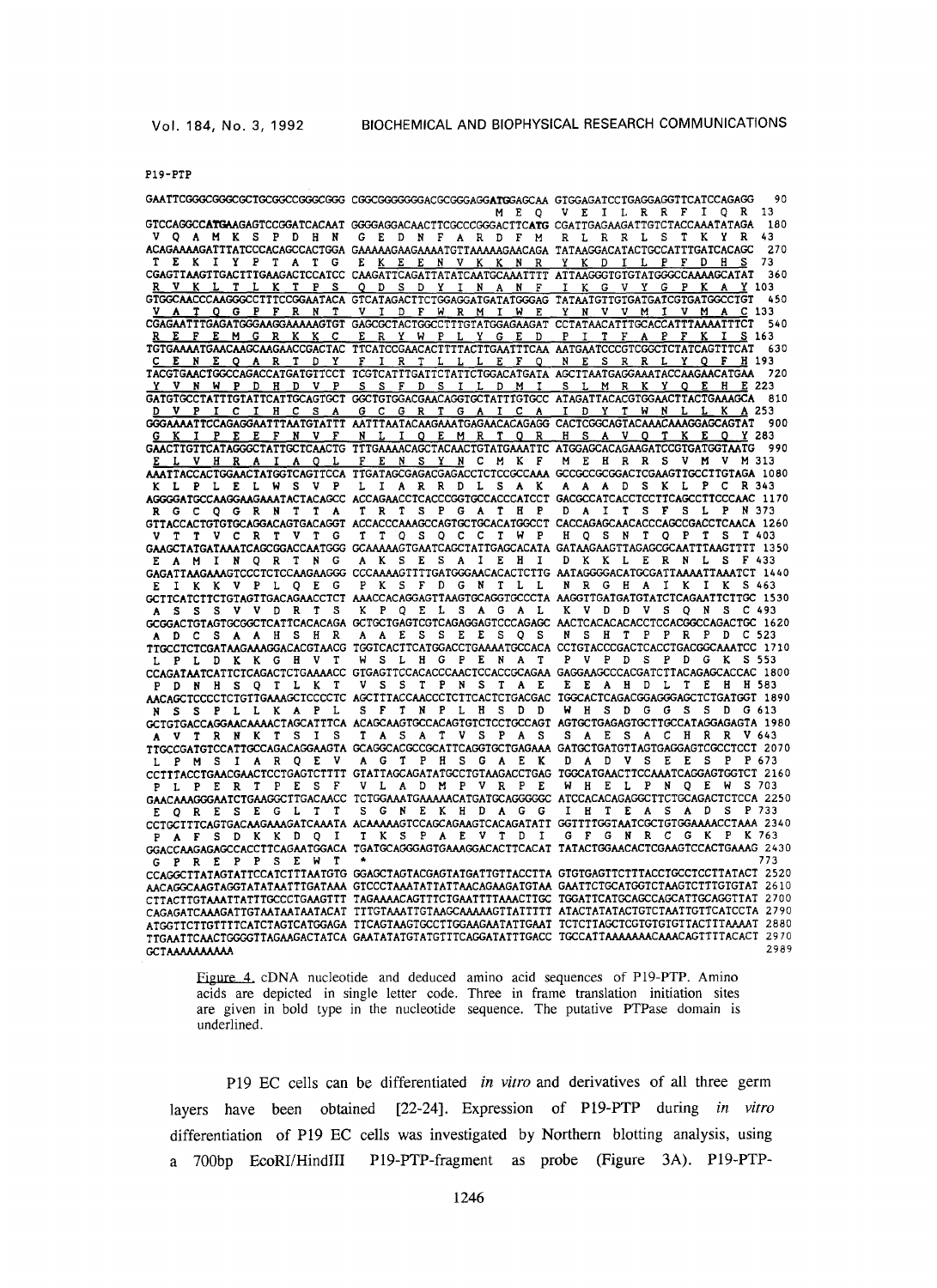P19-PTP

```
GAATTCGGGCGGGCGCTGCGGCCGGGCGGG CGGCGGGGGGGACGCGGGAGGATGGAGCAA GTGGAGATCCTGAGGAGGTTCATCCAGAGG   90
                                                     M  E  Q  V  E  I  L  R  R  F  I  Q  R   13
GTCCAGGCCATGAAGAGTCCGGATCACAAT GGGGAGGACAACTTCGCCCGGGACTTCATG CGATTGAGAAGATTGTCTACCAAATATAGA  180
 V  Q  A  M  K  S  P  D  H  N   G  E  D  N  F  A  R  D  F  M   R  L  R  R  L  S  T  K  Y  R   43
ACAGAAAAGATTTATCCCACAGCCACTGGA GAAAAAGAAGAAAATGTTAAAAAGAACAGA TATAAGGACATACTGCCATTTGATCACAGC  270
 T  E  K  I  Y  P  T  A  T  G   E  K  E  E  N  V  K  K  N  R   Y  K  D  I  L  P  F  D  H  S   73
CGAGTTAAGTTGACTTTGAAGACTCCATCC CAAGATTCAGATTATATCAATGCAAATTTT ATTAAGGGTGTGTATGGGCCAAAAGCATAT  360
 R  V  K  L  T  L  K  T  P  S   Q  D  S  D  Y  I  N  A  N  F   I  K  G  V  Y  G  P  K  A  Y  103
GTGGCAACCCAAGGGCCTTTCCGGAATACA GTCATAGACTTCTGGAGGATGATATGGGAG TATAATGTTGTGATGATCGTGATGGCCTGT  450
 V  A  T  Q  G  P  F  R  N  T   V  I  D  F  W  R  M  I  W  E   Y  N  V  V  M  I  V  M  A  C  133
CGAGAATTTGAGATGGGAAGGAAAAAGTGT GAGCGCTACTGGCCTTTGTATGGAGAAGAT CCTATAACATTTGCACCATTTAAAATTTCT  540
 R  E  F  E  M  G  R  K  K  C   E  R  Y  W  P  L  Y  G  E  D   P  I  T  F  A  P  F  K  I  S  163
TGTGAAAATGAACAAGCAAGAACCGACTAC TTCATCCGAACACTTTTACTTGAATTTCAA AATGAATCCCGTCGGCTCTATCAGTTTCAT  630
 C  E  N  E  Q  A  R  T  D  Y   F  I  R  T  L  L  L  E  F  Q   N  E  S  R  R  L  Y  Q  F  H  193
TACGTGAACTGGCCAGACCATGATGTTCCT TCGTCATTTGATTCTATTCTGGACATGATA AGCTTAATGAGGAAATACCAAGAACATGAA  720
 Y  V  N  W  P  D  H  D  V  P   S  S  F  D  S  I  L  D  M  I   S  L  M  R  K  Y  Q  E  H  E  223
GATGTGCCTATTTGTATTCATTGCAGTGCT GGCTGTGGACGAACAGGTGCTATTTGTGCC ATAGATTACACGTGGAACTTACTGAAAGCA  810
 D  V  P  I  C  I  H  C  S  A   G  C  G  R  T  G  A  I  C  A   I  D  Y  T  W  N  L  L  K  A  253
GGGAAAATTCCAGAGGAATTTAATGTATTT AATTTAATACAAGAAATGAGAACACAGAGG CACTCGGCAGTACAAACAAAGGAGCAGTAT  900
 G  K  I  P  E  E  F  N  V  F   N  L  I  Q  E  M  R  T  Q  R   H  S  A  V  Q  T  K  E  Q  Y  283
GAACTTGTTCATAGGGCTATTGCTCAACTG TTTGAAAACAGCTACAACTGTATGAAATTC ATGGAGCACAGAAGATCCGTGATGGTAATG  990
 E  L  V  H  R  A  I  A  Q  L   F  E  N  S  Y  N  C  M  K  F   M  E  H  R  R  S  V  M  V  M  313
AAATTACCACTGGAACTATGGTCAGTTCCA TTGATAGCGAGACGAGACCTCTCCGCCAAA GCCGCCGCGGACTCGAAGTTGCCTTGTAGA 1080
 K  L  P  L  E  L  W  S  V  P   L  I  A  R  R  D  L  S  A  K   A  A  A  D  S  K  L  P  C  R  343
AGGGGATGCCAAGGAAGAAATACTACAGCC ACCAGAACCTCACCCGGTGCCACCCATCCT GACGCCATCACCTCCTTCAGCCTTCCCAAC 1170
 R  G  C  Q  G  R  N  T  T  A   T  R  T  S  P  G  A  T  H  P   D  A  I  T  S  F  S  L  P  N  373
GTTACCACTGTGTGCAGGACAGTGACAGGT ACCACCCAAAGCCAGTGCTGCACATGGCCT CACCAGAGCAACACCCAGCCGACCTCAACA 1260
 V  T  T  V  C  R  T  V  T  G   T  T  Q  S  Q  C  C  T  W  P   H  Q  S  N  T  Q  P  T  S  T  403
GAAGCTATGATAAATCAGCGGACCAATGGG GCAAAAAGTGAATCAGCTATTGAGCACATA GATAAGAAGTTAGAGCGCAATTTAAGTTTT 1350
 E  A  M  I  N  Q  R  T  N  G   A  K  S  E  S  A  I  E  H  I   D  K  K  L  E  R  N  L  S  F  433
GAGATTAAGAAAGTCCCTCTCCAAGAAGGG CCCAAAAGTTTTGATGGGAACACTCTCTTG AATAGGGGACATGCGATTAAAATTAAATCT 1440
 E  I  K  K  V  P  L  Q  E  G   P  K  S  F  D  G  N  T  L  L   N  R  G  H  A  I  K  I  K  S  463
GCTTCATCTTCTGTAGTTGACAGAACCTCT AAACCACAGGAGTTAAGTGCAGGTGCCCTA AAGGTTGATGATGTATCTCAGAATTCTTGC 1530
 A  S  S  S  V  V  D  R  T  S   K  P  Q  E  L  S  A  G  A  L   K  V  D  D  V  S  Q  N  S  C  493
GCGGACTGTAGTGCGGCTCATTCACACAGA GCTGCTGAGTCGTCAGAGGAGTCCCAGAGC AACTCACACACACCTCCACGGCCAGACTGC 1620
 A  D  C  S  A  A  H  S  H  R   A  A  E  S  S  E  E  S  Q  S   N  S  H  T  P  P  R  P  D  C  523
TTGCCTCTCGATAAGAAGGGACACGTAACG TGGTCACTTCATGGACCTGAAAATGCCACA CCTGTACCCGACTCACCTGACGGCAAATCC 1710
 L  P  L  D  K  K  G  H  V  T   W  S  L  H  G  P  E  N  A  T   P  V  P  D  S  P  D  G  K  S  553
CCAGATAATCATTCTCAGACTCTGAAAACC GTGAGTTCCACACCCAACTCCACCGCAGAA GAGGAAGCCCACGATCTTACAGAGCACCAC 1800
 P  D  N  H  S  Q  T  L  K  T   V  S  S  T  P  N  S  T  A  E   E  E  A  H  D  L  T  E  H  H  583
AACAGCTCCCCTCTGTTGAAAGCTCCCCTC AGCTTTACCAACCCTCTTCACTCTGACGAC TGGCACTCAGACGGAGGGAGCTCTGATGGT 1890
 N  S  S  P  L  L  K  A  P  L   S  F  T  N  P  L  H  S  D  D   W  H  S  D  G  G  S  S  D  G  613
GCTGTGACCAGGAACAAAACTAGCATTTCA ACAGCAAGTGCCACAGTGTCTCCTGCCAGT AGTGCTGAGAGTGCTTGCCATAGGAGAGTA 1980
 A  V  T  R  N  K  T  S  I  S   T  A  S  A  T  V  S  P  A  S   S  A  E  S  A  C  H  R  R  V  643
TTGCCGATGTCCATTGCCAGACAGGAAGTA GCAGGCACGCCGCATTCAGGTGCTGAGAAA GATGCTGATGTTAGTGAGGAGTCGCCTCCT 2070
 L  P  M  S  I  A  R  Q  E  V   A  G  T  P  H  S  G  A  E  K   D  A  D  V  S  E  E  S  P  P  673
CCTTTACCTGAACGAACTCCTGAGTCTTTT GTATTAGCAGATATGCCTGTAAGACCTGAG TGGCATGAACTTCCAAATCAGGAGTGGTCT 2160
 P  L  P  E  R  T  P  E  S  F   V  L  A  D  M  P  V  R  P  E   W  H  E  L  P  N  Q  E  W  S  703
GAACAAAGGGAATCTGAAGGCTTGACAACC TCTGGAAATGAAAAACATGATGCAGGGGGC ATCCACACAGAGGCTTCTGCAGACTCTCCA 2250
 E  Q  R  E  S  E  G  L  T  T   S  G  N  E  K  H  D  A  G  G   I  H  T  E  A  S  A  D  S  P  733
CCTGCTTTCAGTGACAAGAAAGATCAAATA ACAAAAAGTCCAGCAGAAGTCACAGATATT GGTTTTGGTAATCGCTGTGGAAAACCTAAA 2340
 P  A  F  S  D  K  K  D  Q  I   T  K  S  P  A  E  V  T  D  I   G  F  G  N  R  C  G  K  P  K  763
GGACCAAGAGAGCCACCTTCAGAATGGACA TGATGCAGGGAGTGAAAGGACACTTCACAT TATACTGGAACACTCGAAGTCCACTGAAAG 2430
 G  P  R  E  P  P  S  E  W  T   *                                                           773
CCAGGCTTATAGTATTCCATCTTTAATGTG GGAGCTAGTACGAGTATGATTGTTACCTTA GTGTGAGTTCTTTACCTGCCTCCTTATACT 2520
AACAGGCAAGTAGGTATATAATTTGATAAA GTCCCTAAATATTATTAACAGAAGATGTAA GAATTCTGCATGGTCTAAGTCTTTGTGTAT 2610
CTTACTTGTAAATTATTTGCCCTGAAGTTT TAGAAAACAGTTTCTGAATTTTAAACTTGC TGGATTCATGCAGCCAGCATTGCAGGTTAT 2700
CAGAGATCAAAGATTGTAATAATAATACAT TTTGTAAATTGTAAGCAAAAAGTTATTTTT ATACTATATACTGTCTAATTGTTCATCCTA 2790
ATGGTTCTTGTTTTCATCTAGTCATGGAGA TTCAGTAAGTGCCTTGGAAGAATATTGAAT TCTCTTAGCTCGTGTGTGTACTTTTAAAAT 2880
TTGAATTCAACTGGGGTTAGAAGACTATCA GAATATATGTATGTTTCAGGATATTTGACC TGCCATTAAAAAAACAAACAGTTTTACACT 2970
GCTAAAAAAAAAA                                                                                2989
```

Figure 4. cDNA nucleotide and deduced amino acid sequences of P19-PTP. Amino acids are depicted in single letter code. Three in frame translation initiation sites are given in bold type in the nucleotide sequence. The putative PTPase domain is underlined.

P19 EC cells can be differentiated *in vitro* and derivatives of all three germ layers have been obtained [22-24]. Expression of P19-PTP during *in vitro* differentiation of P19 EC cells was investigated by Northern blotting analysis, using a 700bp EcoRI/HindIII P19-PTP-fragment as probe (Figure 3A). P19-PTP-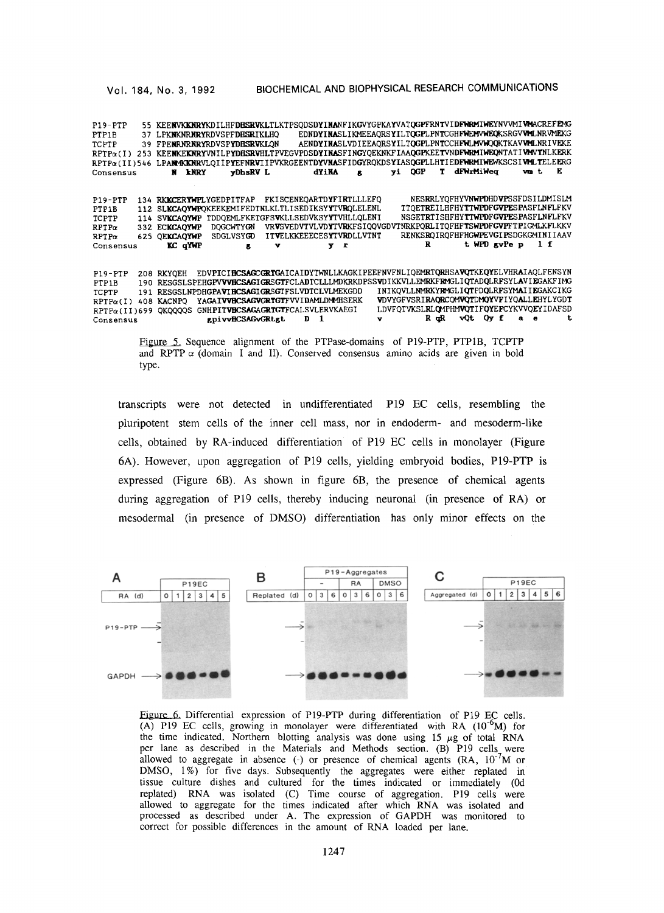```
P19-PTP      55 KEENVKKNRYKDILHFDHSRVKLTLKTPSQDSDYINANFIKGVYGPKAYVATQGPFRNTVIDFWRMIWEYNVVMIVMACREFEMG
PTP1B        37 LPKNKNRNRYRDVSPFDHSRIKLHQ    EDNDYINASLIKMEEAQRSYILTQGPLPNTCGHFWEMVWEQKSRGVVMLNRVMEKG
TCPTP        39 FPENRNRNRYRDVSPYDHSRVKLQN    AENDYINASLVDIEEAQRSYILTQGPLPNTCCHFWLMVWQQKTKAVVMLNRIVEKE
RPTPα(I)    253 KEENKEKNRYVNILPYDHSRVHLTPVEGVPDSDYINASFINGYQEKNKFIAAQGPKEETVNDFWRMIWEQNTATIVMVTNLKERK
RPTPα(II)   546 LPANMKKNRVLQIIPYEFNRVIIPVKRGEENTDYVNASFIDGYRQKDSYIASQGPLLHTIEDFWRMIWEWKSCSIVMLTELEERG
Consensus          N kNRY   yDhsRV L           dYiNA    g      yi  QGP    T  dFWrMiWeq     vm t   E

P19-PTP     134 RKKCERYWPLYGEDPITFAP  FKISCENEQARTDYFIRTLLLEFQ        NESRRLYQFHYVNWPDHDVPSSFDSILDMISLM
PTP1B       112 SLKCAQYWPQKEEKEMIFEDTNLKLTLISEDIKSYYTVRQLELENL       TTQETREILHFHYTTWPDFGVPESPASFLNFLFKV
TCPTP       114 SVKCAQYWP TDDQEMLFKETGFSVKLLSEDVKSYYTVHLLQLENI       NSGETRTISHFHYTTWPDFGVPESPASFLNFLFKV
RPTPα       332 ECKCAQYWP  DQGCWTYGN  VRVSVEDVTVLVDYTVRKFSIQQVGDVTNRKPQRLITQFHFTSWPDFGVPFTPIGMLKFLKKV
RPTPα       625 QEKCAQYWP  SDGLVSYGD  ITVELKKEEECESYTVRDLLVTNT       RENKSRQIRQFHFHGWPEVGIPSDGKGMINIIAAV
Consensus          KC qYWP           g     v           y  r                R        t WPD gvPe p    l f

P19-PTP     208 RKYQEH  EDVPICIHCSAGCGRTGAICAIDYTWNLLKAGKIPEEFNVFNLIQEMRTQRHSAVQTKEQYELVHRAIAQLFENSYN
PTP1B       190 RESGSLSPEHGPVVVHCSAGIGRSGTFCLADTCLLLMDKRKDFSSVDIKKVLLEMRKFRMGLIQTADQLRFSYLAVIEGAKFIMG
TCPTP       191 RESGSLNPDHGPAVIHCSAGIGRSGTFSLVDTCLVLMEKGDD   INIKQVLLNMRKYRMGLIQTPDQLRFSYMAIIEGAKCIKG
RPTPα(I)    408 KACNPQ  YAGAIVVHCSAGVGRTGTFVVIDAMLDMMHSERK     VDVYGFVSRIRAQRCQMVQTDMQYVFIYQALLEHYLYGDT
RPTPα(II)   699 QKQQQQS GNHPITVHCSAGAGRTGTFCALSVLERVKAEGI      LDVFQTVKSLRLQMPHMVQTIFQYEFCYKVVQEYIDAFSD
Consensus                  gpivvHCSAGvGRtgt     D  l             v           R qR   vQt  Qy f     a  e       t
```

Figure 5. Sequence alignment of the PTPase-domains of P19-PTP, PTP1B, TCPTP and RPTP α (domain I and II). Conserved consensus amino acids are given in bold type.

transcripts were not detected in undifferentiated P19 EC cells, resembling the pluripotent stem cells of the inner cell mass, nor in endoderm- and mesoderm-like cells, obtained by RA-induced differentiation of P19 EC cells in monolayer (Figure 6A). However, upon aggregation of P19 cells, yielding embryoid bodies, P19-PTP is expressed (Figure 6B). As shown in figure 6B, the presence of chemical agents during aggregation of P19 cells, thereby inducing neuronal (in presence of RA) or mesodermal (in presence of DMSO) differentiation has only minor effects on the

Figure 6. Differential expression of P19-PTP during differentiation of P19 EC cells. (A) P19 EC cells, growing in monolayer were differentiated with RA ($10^{-6}$M) for the time indicated. Northern blotting analysis was done using 15 μg of total RNA per lane as described in the Materials and Methods section. (B) P19 cells were allowed to aggregate in absence (-) or presence of chemical agents (RA, $10^{-7}$M or DMSO, 1%) for five days. Subsequently the aggregates were either replated in tissue culture dishes and cultured for the times indicated or immediately (0d replated) RNA was isolated (C) Time course of aggregation. P19 cells were allowed to aggregate for the times indicated after which RNA was isolated and processed as described under A. The expression of GAPDH was monitored to correct for possible differences in the amount of RNA loaded per lane.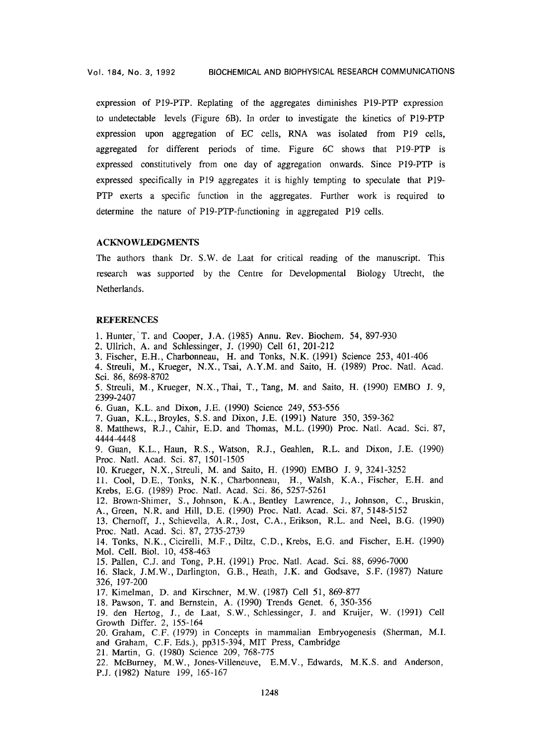expression of P19-PTP. Replating of the aggregates diminishes P19-PTP expression to undetectable levels (Figure 6B). In order to investigate the kinetics of P19-PTP expression upon aggregation of EC cells, RNA was isolated from P19 cells, aggregated for different periods of time. Figure 6C shows that P19-PTP is expressed constitutively from one day of aggregation onwards. Since P19-PTP is expressed specifically in P19 aggregates it is highly tempting to speculate that P19-PTP exerts a specific function in the aggregates. Further work is required to determine the nature of P19-PTP-functioning in aggregated P19 cells.

### ACKNOWLEDGMENTS

The authors thank Dr. S.W. de Laat for critical reading of the manuscript. This research was supported by the Centre for Developmental Biology Utrecht, the Netherlands.

### REFERENCES

1. Hunter, T. and Cooper, J.A. (1985) Annu. Rev. Biochem. 54, 897-930
2. Ullrich, A. and Schlessinger, J. (1990) Cell 61, 201-212
3. Fischer, E.H., Charbonneau, H. and Tonks, N.K. (1991) Science 253, 401-406
4. Streuli, M., Krueger, N.X., Tsai, A.Y.M. and Saito, H. (1989) Proc. Natl. Acad. Sci. 86, 8698-8702
5. Streuli, M., Krueger, N.X., Thai, T., Tang, M. and Saito, H. (1990) EMBO J. 9, 2399-2407
6. Guan, K.L. and Dixon, J.E. (1990) Science 249, 553-556
7. Guan, K.L., Broyles, S.S. and Dixon, J.E. (1991) Nature 350, 359-362
8. Matthews, R.J., Cahir, E.D. and Thomas, M.L. (1990) Proc. Natl. Acad. Sci. 87, 4444-4448
9. Guan, K.L., Haun, R.S., Watson, R.J., Geahlen, R.L. and Dixon, J.E. (1990) Proc. Natl. Acad. Sci. 87, 1501-1505
10. Krueger, N.X., Streuli, M. and Saito, H. (1990) EMBO J. 9, 3241-3252
11. Cool, D.E., Tonks, N.K., Charbonneau, H., Walsh, K.A., Fischer, E.H. and Krebs, E.G. (1989) Proc. Natl. Acad. Sci. 86, 5257-5261
12. Brown-Shimer, S., Johnson, K.A., Bentley Lawrence, J., Johnson, C., Bruskin, A., Green, N.R. and Hill, D.E. (1990) Proc. Natl. Acad. Sci. 87, 5148-5152
13. Chernoff, J., Schievella, A.R., Jost, C.A., Erikson, R.L. and Neel, B.G. (1990) Proc. Natl. Acad. Sci. 87, 2735-2739
14. Tonks, N.K., Cicirelli, M.F., Diltz, C.D., Krebs, E.G. and Fischer, E.H. (1990) Mol. Cell. Biol. 10, 458-463
15. Pallen, C.J. and Tong, P.H. (1991) Proc. Natl. Acad. Sci. 88, 6996-7000
16. Slack, J.M.W., Darlington, G.B., Heath, J.K. and Godsave, S.F. (1987) Nature 326, 197-200
17. Kimelman, D. and Kirschner, M.W. (1987) Cell 51, 869-877
18. Pawson, T. and Bernstein, A. (1990) Trends Genet. 6, 350-356
19. den Hertog, J., de Laat, S.W., Schlessinger, J. and Kruijer, W. (1991) Cell Growth Differ. 2, 155-164
20. Graham, C.F. (1979) in Concepts in mammalian Embryogenesis (Sherman, M.I. and Graham, C.F. Eds.), pp315-394, MIT Press, Cambridge
21. Martin, G. (1980) Science 209, 768-775
22. McBurney, M.W., Jones-Villeneuve, E.M.V., Edwards, M.K.S. and Anderson, P.J. (1982) Nature 199, 165-167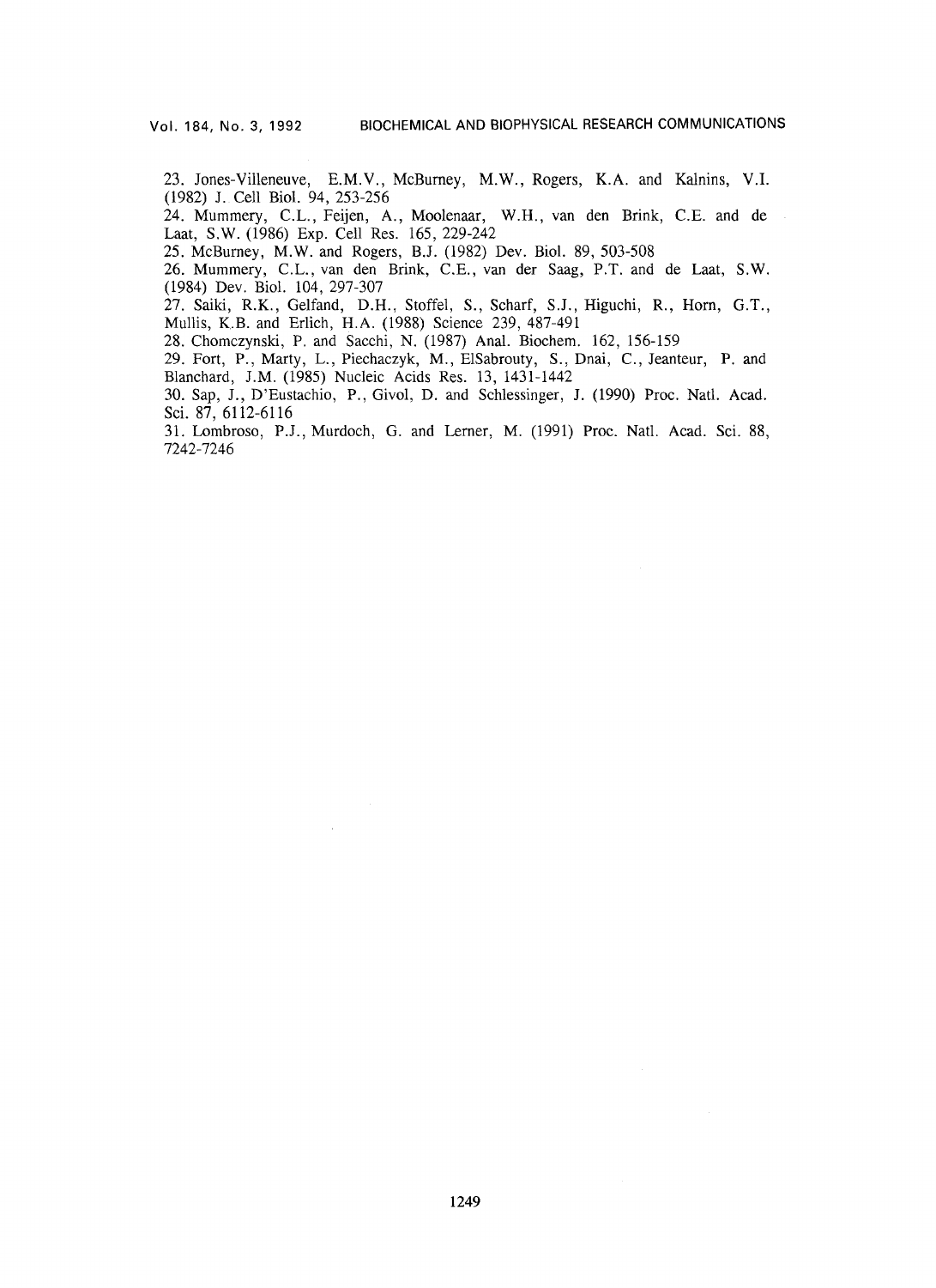23. Jones-Villeneuve, E.M.V., McBurney, M.W., Rogers, K.A. and Kalnins, V.I. (1982) J. Cell Biol. 94, 253-256

24. Mummery, C.L., Feijen, A., Moolenaar, W.H., van den Brink, C.E. and de Laat, S.W. (1986) Exp. Cell Res. 165, 229-242

25. McBurney, M.W. and Rogers, B.J. (1982) Dev. Biol. 89, 503-508

26. Mummery, C.L., van den Brink, C.E., van der Saag, P.T. and de Laat, S.W. (1984) Dev. Biol. 104, 297-307

27. Saiki, R.K., Gelfand, D.H., Stoffel, S., Scharf, S.J., Higuchi, R., Horn, G.T., Mullis, K.B. and Erlich, H.A. (1988) Science 239, 487-491

28. Chomczynski, P. and Sacchi, N. (1987) Anal. Biochem. 162, 156-159

29. Fort, P., Marty, L., Piechaczyk, M., ElSabrouty, S., Dnai, C., Jeanteur, P. and Blanchard, J.M. (1985) Nucleic Acids Res. 13, 1431-1442

30. Sap, J., D'Eustachio, P., Givol, D. and Schlessinger, J. (1990) Proc. Natl. Acad. Sci. 87, 6112-6116

31. Lombroso, P.J., Murdoch, G. and Lerner, M. (1991) Proc. Natl. Acad. Sci. 88, 7242-7246